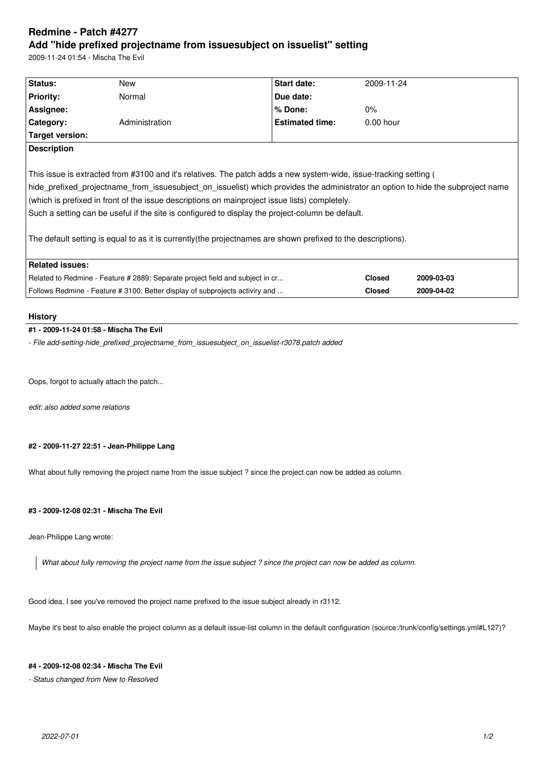# Redmine - Patch #4277

## Add "hide prefixed projectname from issuesubject on issuelist" setting

2009-11-24 01:54 - Mischa The Evil

| **Status:** | New | **Start date:** | 2009-11-24 |
|---|---|---|---|
| **Priority:** | Normal | **Due date:** | |
| **Assignee:** | | **% Done:** | 0% |
| **Category:** | Administration | **Estimated time:** | 0.00 hour |
| **Target version:** | | | |

**Description**

This issue is extracted from #3100 and it's relatives. The patch adds a new system-wide, issue-tracking setting ( hide_prefixed_projectname_from_issuesubject_on_issuelist) which provides the administrator an option to hide the subproject name (which is prefixed in front of the issue descriptions on mainproject issue lists) completely.
Such a setting can be useful if the site is configured to display the project-column be default.

The default setting is equal to as it is currently(the projectnames are shown prefixed to the descriptions).

**Related issues:**

| | | |
|---|---|---|
| Related to Redmine - Feature # 2889: Separate project field and subject in cr... | **Closed** | **2009-03-03** |
| Follows Redmine - Feature # 3100: Better display of subprojects activiry and ... | **Closed** | **2009-04-02** |

## History

#### #1 - 2009-11-24 01:58 - Mischa The Evil

*- File add-setting-hide_prefixed_projectname_from_issuesubject_on_issuelist-r3078.patch added*

Oops, forgot to actually attach the patch...

*edit: also added some relations*

#### #2 - 2009-11-27 22:51 - Jean-Philippe Lang

What about fully removing the project name from the issue subject ? since the project can now be added as column.

#### #3 - 2009-12-08 02:31 - Mischa The Evil

Jean-Philippe Lang wrote:

> *What about fully removing the project name from the issue subject ? since the project can now be added as column.*

Good idea. I see you've removed the project name prefixed to the issue subject already in r3112.

Maybe it's best to also enable the project column as a default issue-list column in the default configuration (source:/trunk/config/settings.yml#L127)?

#### #4 - 2009-12-08 02:34 - Mischa The Evil

*- Status changed from New to Resolved*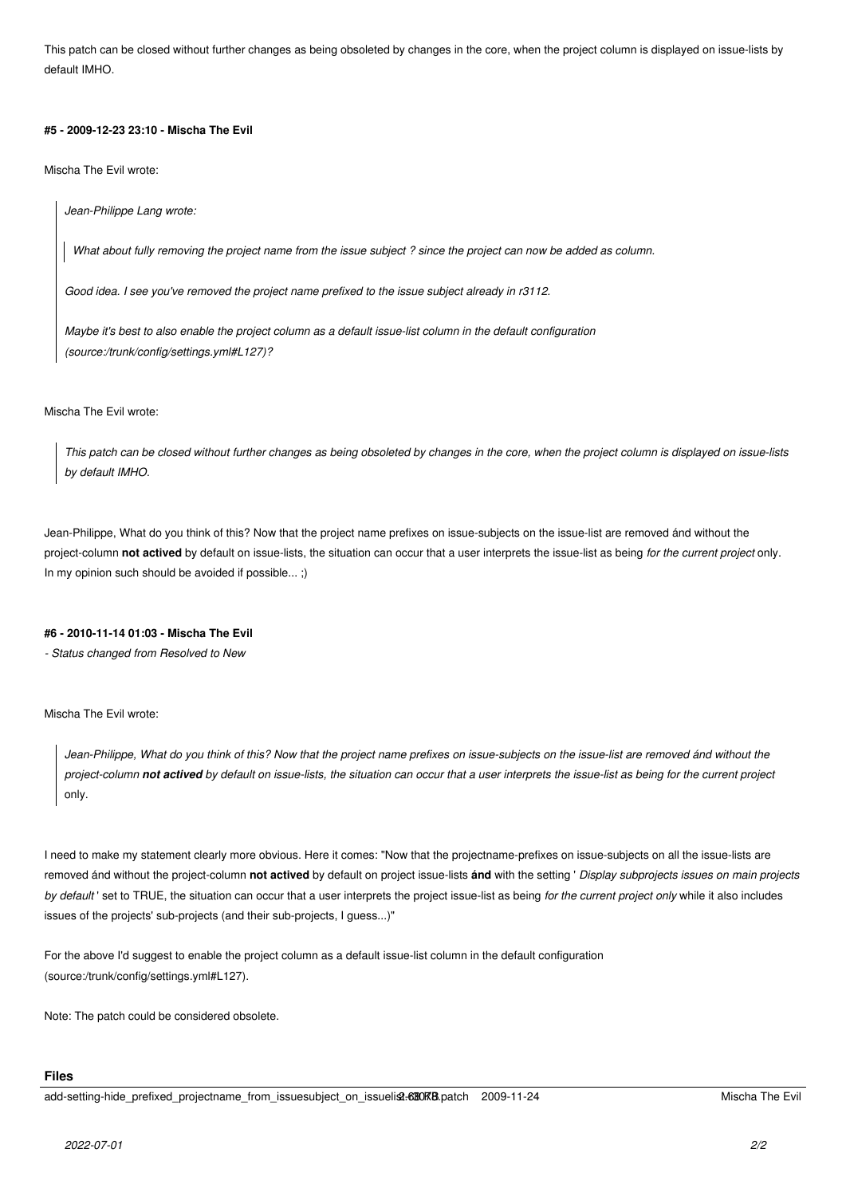This patch can be closed without further changes as being obsoleted by changes in the core, when the project column is displayed on issue-lists by default IMHO.

#### #5 - 2009-12-23 23:10 - Mischa The Evil

Mischa The Evil wrote:

> *Jean-Philippe Lang wrote:*
>
> > *What about fully removing the project name from the issue subject ? since the project can now be added as column.*
>
> *Good idea. I see you've removed the project name prefixed to the issue subject already in r3112.*
>
> *Maybe it's best to also enable the project column as a default issue-list column in the default configuration (source:/trunk/config/settings.yml#L127)?*

Mischa The Evil wrote:

> *This patch can be closed without further changes as being obsoleted by changes in the core, when the project column is displayed on issue-lists by default IMHO.*

Jean-Philippe, What do you think of this? Now that the project name prefixes on issue-subjects on the issue-list are removed ánd without the project-column **not actived** by default on issue-lists, the situation can occur that a user interprets the issue-list as being *for the current project* only. In my opinion such should be avoided if possible... ;)

#### #6 - 2010-11-14 01:03 - Mischa The Evil

*- Status changed from Resolved to New*

Mischa The Evil wrote:

> *Jean-Philippe, What do you think of this? Now that the project name prefixes on issue-subjects on the issue-list are removed ánd without the project-column **not actived** by default on issue-lists, the situation can occur that a user interprets the issue-list as being for the current project* only.

I need to make my statement clearly more obvious. Here it comes: "Now that the projectname-prefixes on issue-subjects on all the issue-lists are removed ánd without the project-column **not actived** by default on project issue-lists **ánd** with the setting ' *Display subprojects issues on main projects by default* ' set to TRUE, the situation can occur that a user interprets the project issue-list as being *for the current project only* while it also includes issues of the projects' sub-projects (and their sub-projects, I guess...)"

For the above I'd suggest to enable the project column as a default issue-list column in the default configuration (source:/trunk/config/settings.yml#L127).

Note: The patch could be considered obsolete.

### Files

| | | | |
|---|---|---|---|
| add-setting-hide_prefixed_projectname_from_issuesubject_on_issuelist-r3078.patch | 2.63 KB | 2009-11-24 | Mischa The Evil |